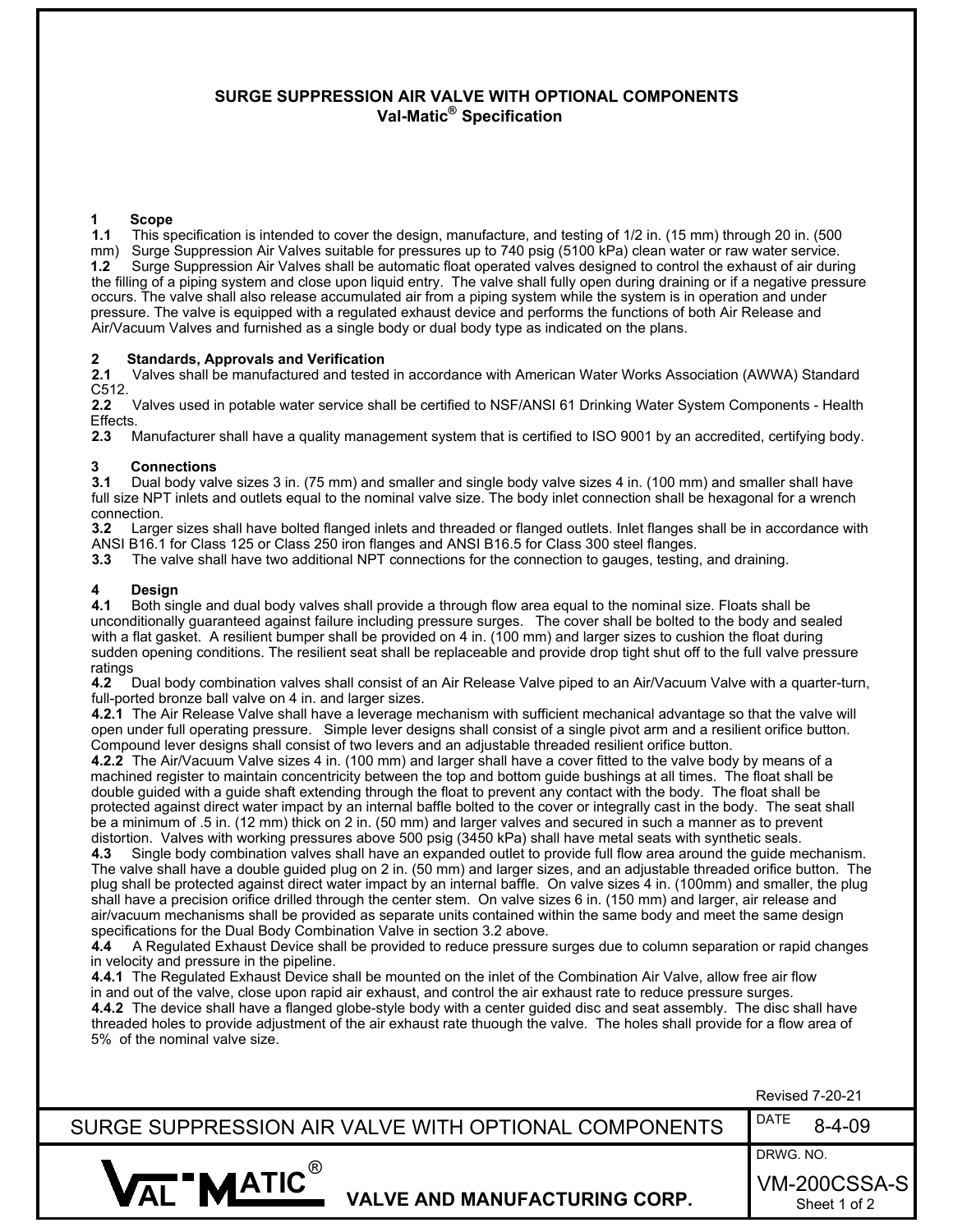# SURGE SUPPRESSION AIR VALVE WITH OPTIONAL COMPONENTS
## Val-Matic® Specification

**1 Scope**

**1.1** This specification is intended to cover the design, manufacture, and testing of 1/2 in. (15 mm) through 20 in. (500 mm) Surge Suppression Air Valves suitable for pressures up to 740 psig (5100 kPa) clean water or raw water service.

**1.2** Surge Suppression Air Valves shall be automatic float operated valves designed to control the exhaust of air during the filling of a piping system and close upon liquid entry. The valve shall fully open during draining or if a negative pressure occurs. The valve shall also release accumulated air from a piping system while the system is in operation and under pressure. The valve is equipped with a regulated exhaust device and performs the functions of both Air Release and Air/Vacuum Valves and furnished as a single body or dual body type as indicated on the plans.

**2 Standards, Approvals and Verification**

**2.1** Valves shall be manufactured and tested in accordance with American Water Works Association (AWWA) Standard C512.

**2.2** Valves used in potable water service shall be certified to NSF/ANSI 61 Drinking Water System Components - Health Effects.

**2.3** Manufacturer shall have a quality management system that is certified to ISO 9001 by an accredited, certifying body.

**3 Connections**

**3.1** Dual body valve sizes 3 in. (75 mm) and smaller and single body valve sizes 4 in. (100 mm) and smaller shall have full size NPT inlets and outlets equal to the nominal valve size. The body inlet connection shall be hexagonal for a wrench connection.

**3.2** Larger sizes shall have bolted flanged inlets and threaded or flanged outlets. Inlet flanges shall be in accordance with ANSI B16.1 for Class 125 or Class 250 iron flanges and ANSI B16.5 for Class 300 steel flanges.

**3.3** The valve shall have two additional NPT connections for the connection to gauges, testing, and draining.

**4 Design**

**4.1** Both single and dual body valves shall provide a through flow area equal to the nominal size. Floats shall be unconditionally guaranteed against failure including pressure surges. The cover shall be bolted to the body and sealed with a flat gasket. A resilient bumper shall be provided on 4 in. (100 mm) and larger sizes to cushion the float during sudden opening conditions. The resilient seat shall be replaceable and provide drop tight shut off to the full valve pressure ratings

**4.2** Dual body combination valves shall consist of an Air Release Valve piped to an Air/Vacuum Valve with a quarter-turn, full-ported bronze ball valve on 4 in. and larger sizes.

**4.2.1** The Air Release Valve shall have a leverage mechanism with sufficient mechanical advantage so that the valve will open under full operating pressure. Simple lever designs shall consist of a single pivot arm and a resilient orifice button. Compound lever designs shall consist of two levers and an adjustable threaded resilient orifice button.

**4.2.2** The Air/Vacuum Valve sizes 4 in. (100 mm) and larger shall have a cover fitted to the valve body by means of a machined register to maintain concentricity between the top and bottom guide bushings at all times. The float shall be double guided with a guide shaft extending through the float to prevent any contact with the body. The float shall be protected against direct water impact by an internal baffle bolted to the cover or integrally cast in the body. The seat shall be a minimum of .5 in. (12 mm) thick on 2 in. (50 mm) and larger valves and secured in such a manner as to prevent distortion. Valves with working pressures above 500 psig (3450 kPa) shall have metal seats with synthetic seals.

**4.3** Single body combination valves shall have an expanded outlet to provide full flow area around the guide mechanism. The valve shall have a double guided plug on 2 in. (50 mm) and larger sizes, and an adjustable threaded orifice button. The plug shall be protected against direct water impact by an internal baffle. On valve sizes 4 in. (100mm) and smaller, the plug shall have a precision orifice drilled through the center stem. On valve sizes 6 in. (150 mm) and larger, air release and air/vacuum mechanisms shall be provided as separate units contained within the same body and meet the same design specifications for the Dual Body Combination Valve in section 3.2 above.

**4.4** A Regulated Exhaust Device shall be provided to reduce pressure surges due to column separation or rapid changes in velocity and pressure in the pipeline.

**4.4.1** The Regulated Exhaust Device shall be mounted on the inlet of the Combination Air Valve, allow free air flow in and out of the valve, close upon rapid air exhaust, and control the air exhaust rate to reduce pressure surges.

**4.4.2** The device shall have a flanged globe-style body with a center guided disc and seat assembly. The disc shall have threaded holes to provide adjustment of the air exhaust rate thuough the valve. The holes shall provide for a flow area of 5% of the nominal valve size.

Revised 7-20-21

| SURGE SUPPRESSION AIR VALVE WITH OPTIONAL COMPONENTS | DATE 8-4-09 |
| --- | --- |
| VAL-MATIC® VALVE AND MANUFACTURING CORP. | DRWG. NO. VM-200CSSA-S |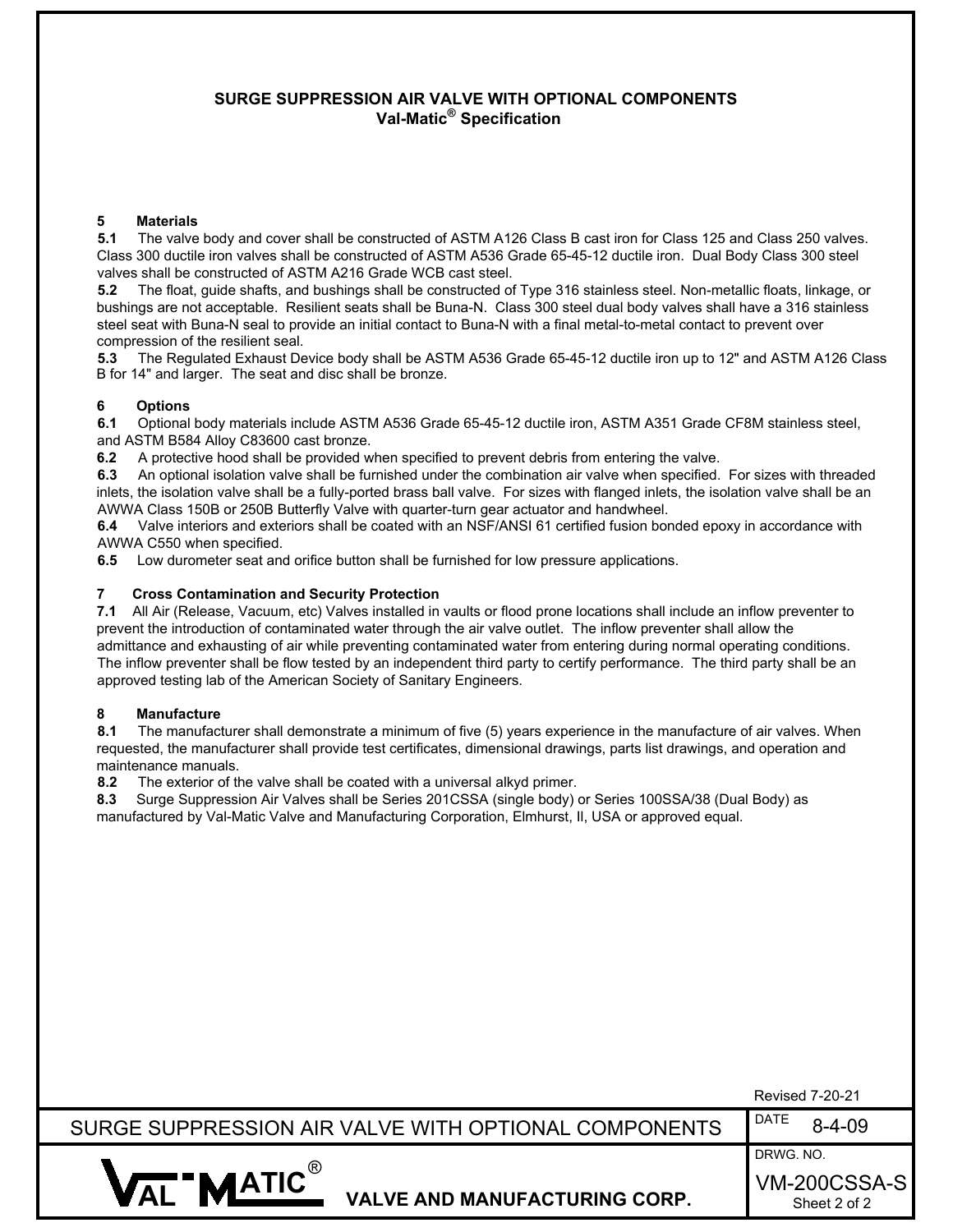# SURGE SUPPRESSION AIR VALVE WITH OPTIONAL COMPONENTS
## Val-Matic® Specification

**5 Materials**

**5.1** The valve body and cover shall be constructed of ASTM A126 Class B cast iron for Class 125 and Class 250 valves. Class 300 ductile iron valves shall be constructed of ASTM A536 Grade 65-45-12 ductile iron. Dual Body Class 300 steel valves shall be constructed of ASTM A216 Grade WCB cast steel.

**5.2** The float, guide shafts, and bushings shall be constructed of Type 316 stainless steel. Non-metallic floats, linkage, or bushings are not acceptable. Resilient seats shall be Buna-N. Class 300 steel dual body valves shall have a 316 stainless steel seat with Buna-N seal to provide an initial contact to Buna-N with a final metal-to-metal contact to prevent over compression of the resilient seal.

**5.3** The Regulated Exhaust Device body shall be ASTM A536 Grade 65-45-12 ductile iron up to 12" and ASTM A126 Class B for 14" and larger. The seat and disc shall be bronze.

**6 Options**

**6.1** Optional body materials include ASTM A536 Grade 65-45-12 ductile iron, ASTM A351 Grade CF8M stainless steel, and ASTM B584 Alloy C83600 cast bronze.

**6.2** A protective hood shall be provided when specified to prevent debris from entering the valve.

**6.3** An optional isolation valve shall be furnished under the combination air valve when specified. For sizes with threaded inlets, the isolation valve shall be a fully-ported brass ball valve. For sizes with flanged inlets, the isolation valve shall be an AWWA Class 150B or 250B Butterfly Valve with quarter-turn gear actuator and handwheel.

**6.4** Valve interiors and exteriors shall be coated with an NSF/ANSI 61 certified fusion bonded epoxy in accordance with AWWA C550 when specified.

**6.5** Low durometer seat and orifice button shall be furnished for low pressure applications.

**7 Cross Contamination and Security Protection**

**7.1** All Air (Release, Vacuum, etc) Valves installed in vaults or flood prone locations shall include an inflow preventer to prevent the introduction of contaminated water through the air valve outlet. The inflow preventer shall allow the admittance and exhausting of air while preventing contaminated water from entering during normal operating conditions. The inflow preventer shall be flow tested by an independent third party to certify performance. The third party shall be an approved testing lab of the American Society of Sanitary Engineers.

**8 Manufacture**

**8.1** The manufacturer shall demonstrate a minimum of five (5) years experience in the manufacture of air valves. When requested, the manufacturer shall provide test certificates, dimensional drawings, parts list drawings, and operation and maintenance manuals.

**8.2** The exterior of the valve shall be coated with a universal alkyd primer.

**8.3** Surge Suppression Air Valves shall be Series 201CSSA (single body) or Series 100SSA/38 (Dual Body) as manufactured by Val-Matic Valve and Manufacturing Corporation, Elmhurst, Il, USA or approved equal.

Revised 7-20-21

| SURGE SUPPRESSION AIR VALVE WITH OPTIONAL COMPONENTS | DATE 8-4-09 |
|---|---|
| VAL-MATIC® VALVE AND MANUFACTURING CORP. | DRWG. NO. VM-200CSSA-S |